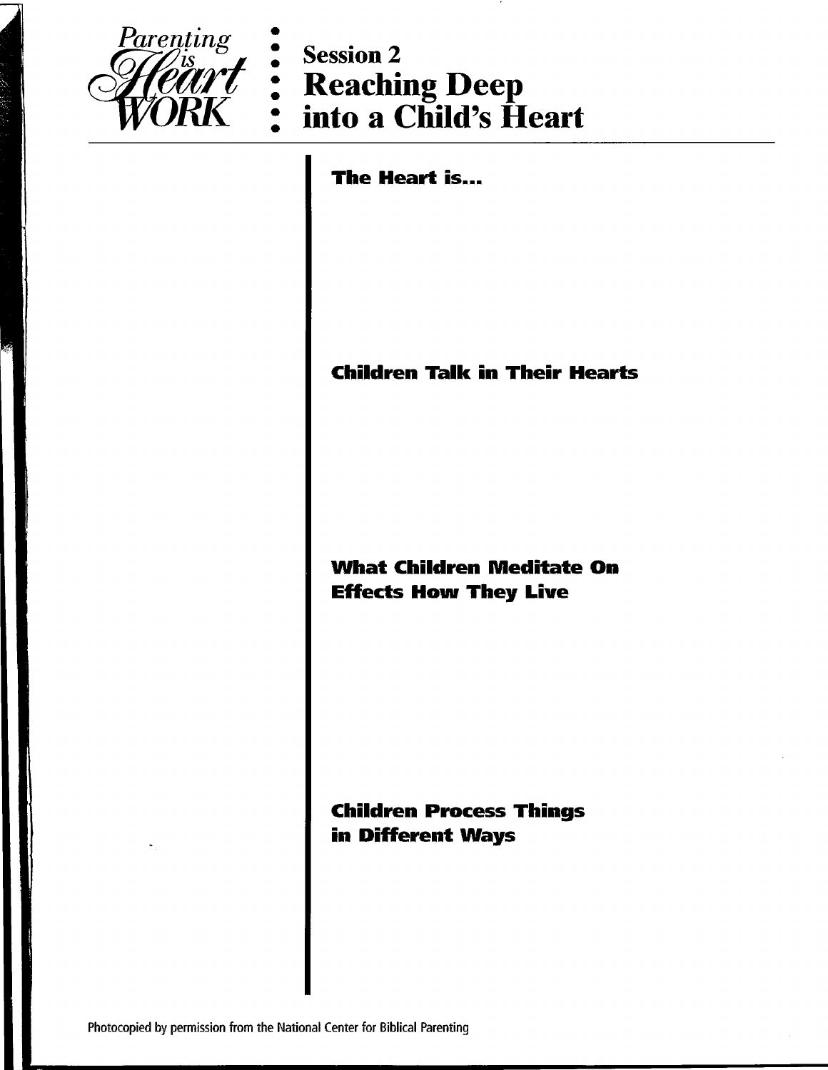Parenting is Heart WORK

# Session 2
# Reaching Deep into a Child's Heart

## The Heart is...

## Children Talk in Their Hearts

## What Children Meditate On Effects How They Live

## Children Process Things in Different Ways

Photocopied by permission from the National Center for Biblical Parenting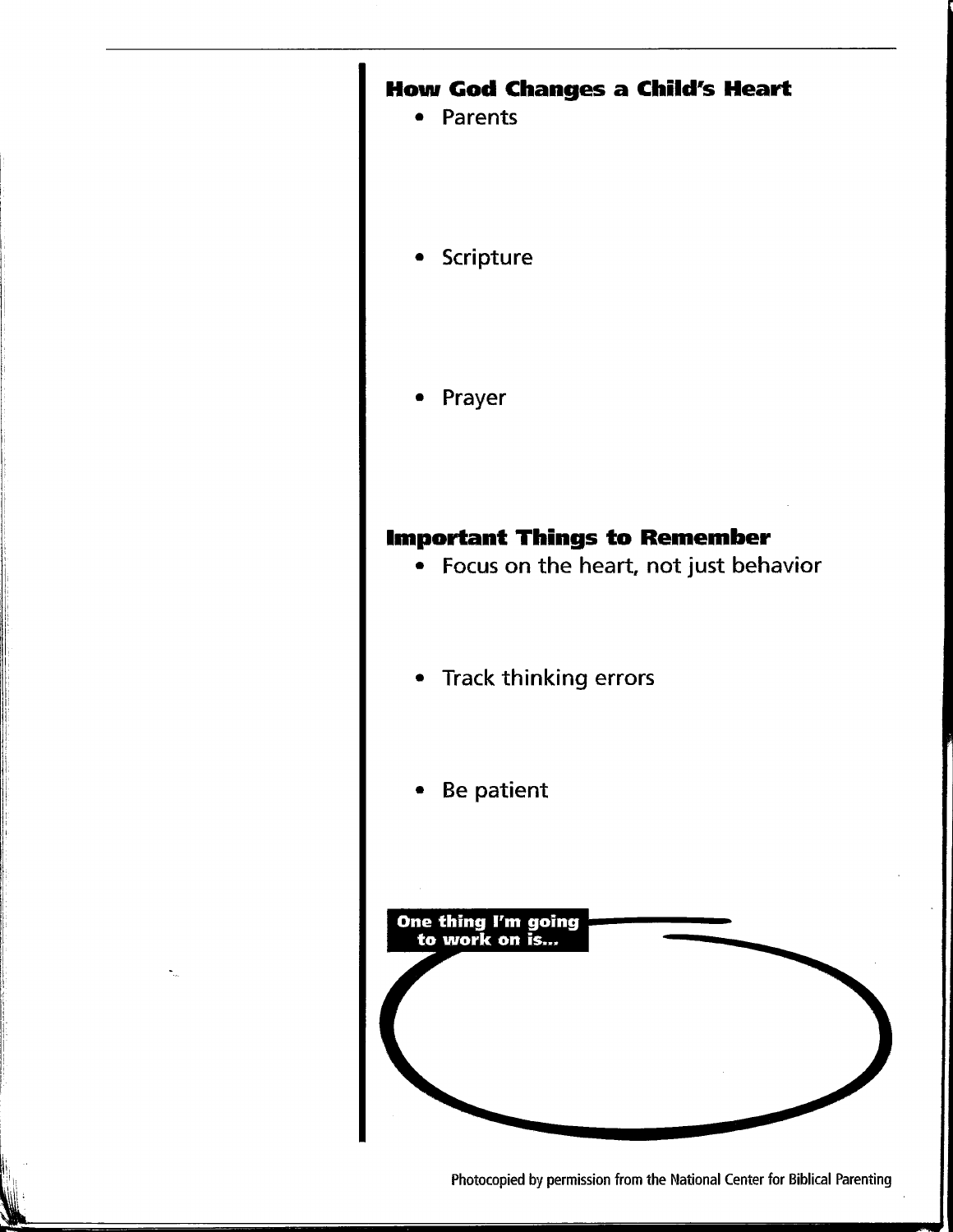## How God Changes a Child's Heart

- Parents
- Scripture
- Prayer

## Important Things to Remember

- Focus on the heart, not just behavior
- Track thinking errors
- Be patient

**One thing I'm going to work on is...**

Photocopied by permission from the National Center for Biblical Parenting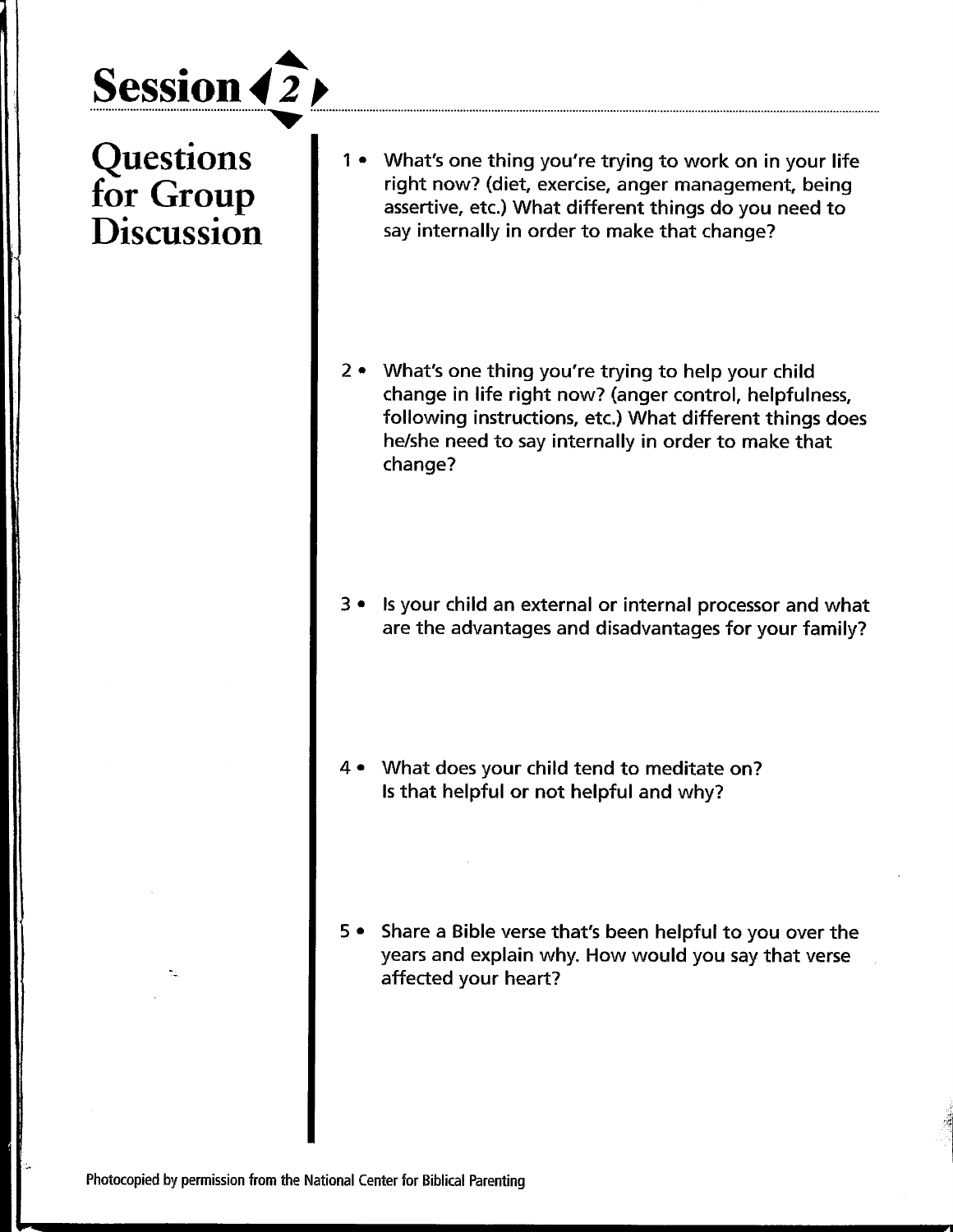# Session 2

## Questions for Group Discussion

1. What's one thing you're trying to work on in your life right now? (diet, exercise, anger management, being assertive, etc.) What different things do you need to say internally in order to make that change?

2. What's one thing you're trying to help your child change in life right now? (anger control, helpfulness, following instructions, etc.) What different things does he/she need to say internally in order to make that change?

3. Is your child an external or internal processor and what are the advantages and disadvantages for your family?

4. What does your child tend to meditate on? Is that helpful or not helpful and why?

5. Share a Bible verse that's been helpful to you over the years and explain why. How would you say that verse affected your heart?

Photocopied by permission from the National Center for Biblical Parenting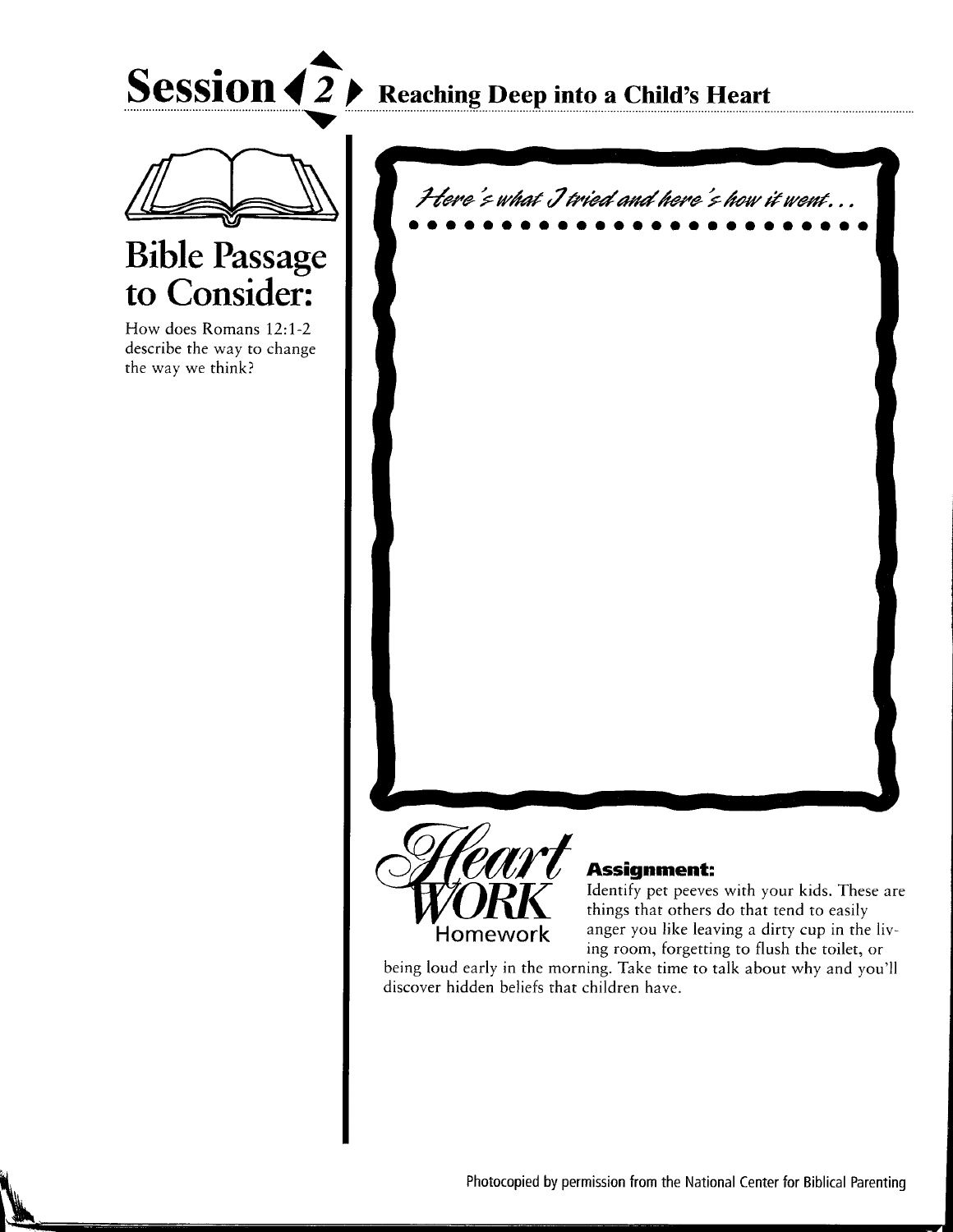# Session 2 Reaching Deep into a Child's Heart

## Bible Passage to Consider:

How does Romans 12:1-2 describe the way to change the way we think?

*Here's what I tried and here's how it went...*

**Heart WORK** Homework

**Assignment:**

Identify pet peeves with your kids. These are things that others do that tend to easily anger you like leaving a dirty cup in the living room, forgetting to flush the toilet, or being loud early in the morning. Take time to talk about why and you'll discover hidden beliefs that children have.

Photocopied by permission from the National Center for Biblical Parenting